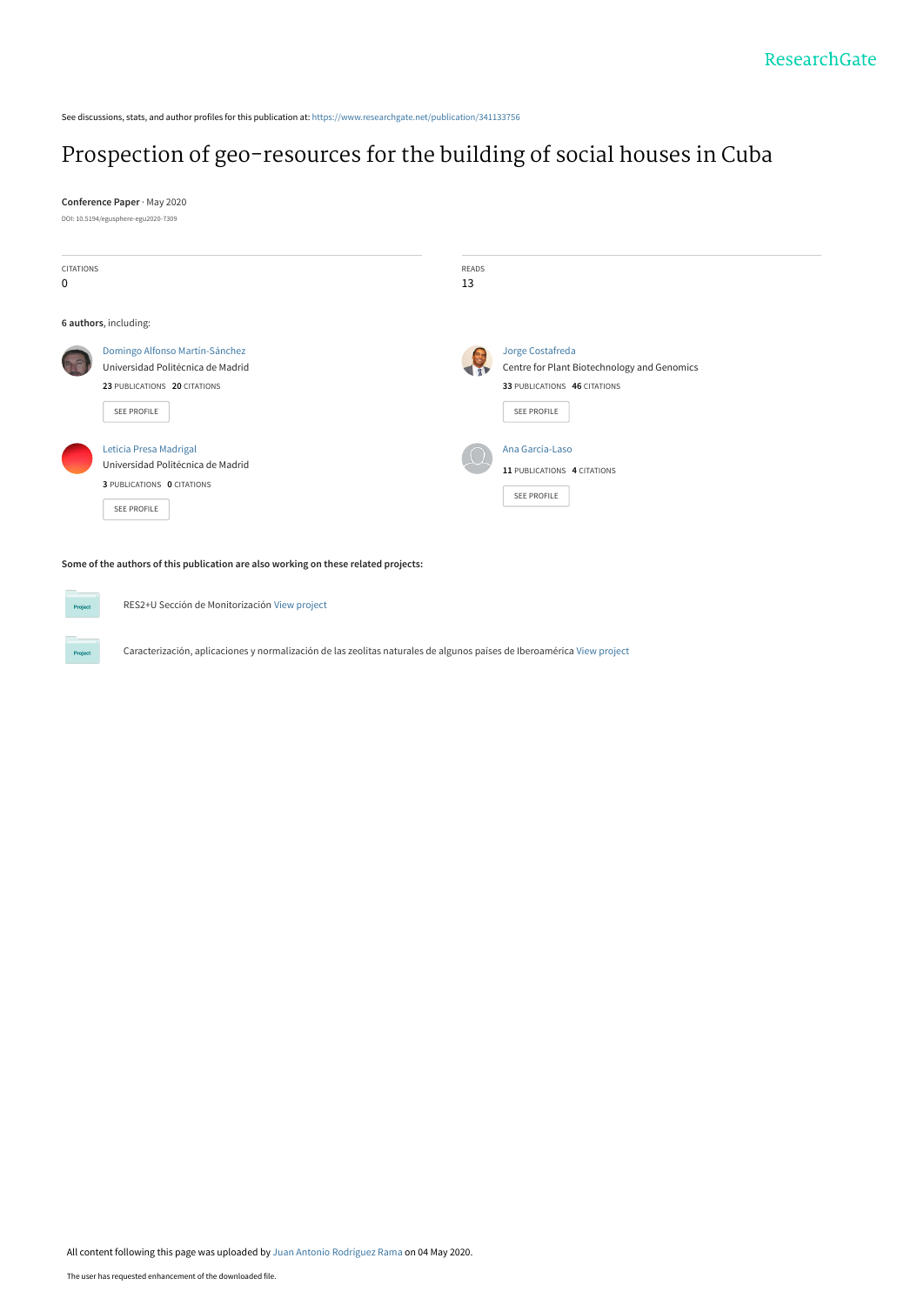See discussions, stats, and author profiles for this publication at: https://www.researchgate.net/publication/341133756

# Prospection of geo-resources for the building of social houses in Cuba

**Conference Paper** · May 2020

DOI: 10.5194/egusphere-egu2020-7309

CITATIONS
0

READS
13

**6 authors**, including:

Domingo Alfonso Martín-Sánchez
Universidad Politécnica de Madrid
**23** PUBLICATIONS **20** CITATIONS
SEE PROFILE

Jorge Costafreda
Centre for Plant Biotechnology and Genomics
**33** PUBLICATIONS **46** CITATIONS
SEE PROFILE

Leticia Presa Madrigal
Universidad Politécnica de Madrid
**3** PUBLICATIONS **0** CITATIONS
SEE PROFILE

Ana García-Laso
**11** PUBLICATIONS **4** CITATIONS
SEE PROFILE

**Some of the authors of this publication are also working on these related projects:**

RES2+U Sección de Monitorización View project

Caracterización, aplicaciones y normalización de las zeolitas naturales de algunos países de Iberoamérica View project

All content following this page was uploaded by Juan Antonio Rodríguez Rama on 04 May 2020.

The user has requested enhancement of the downloaded file.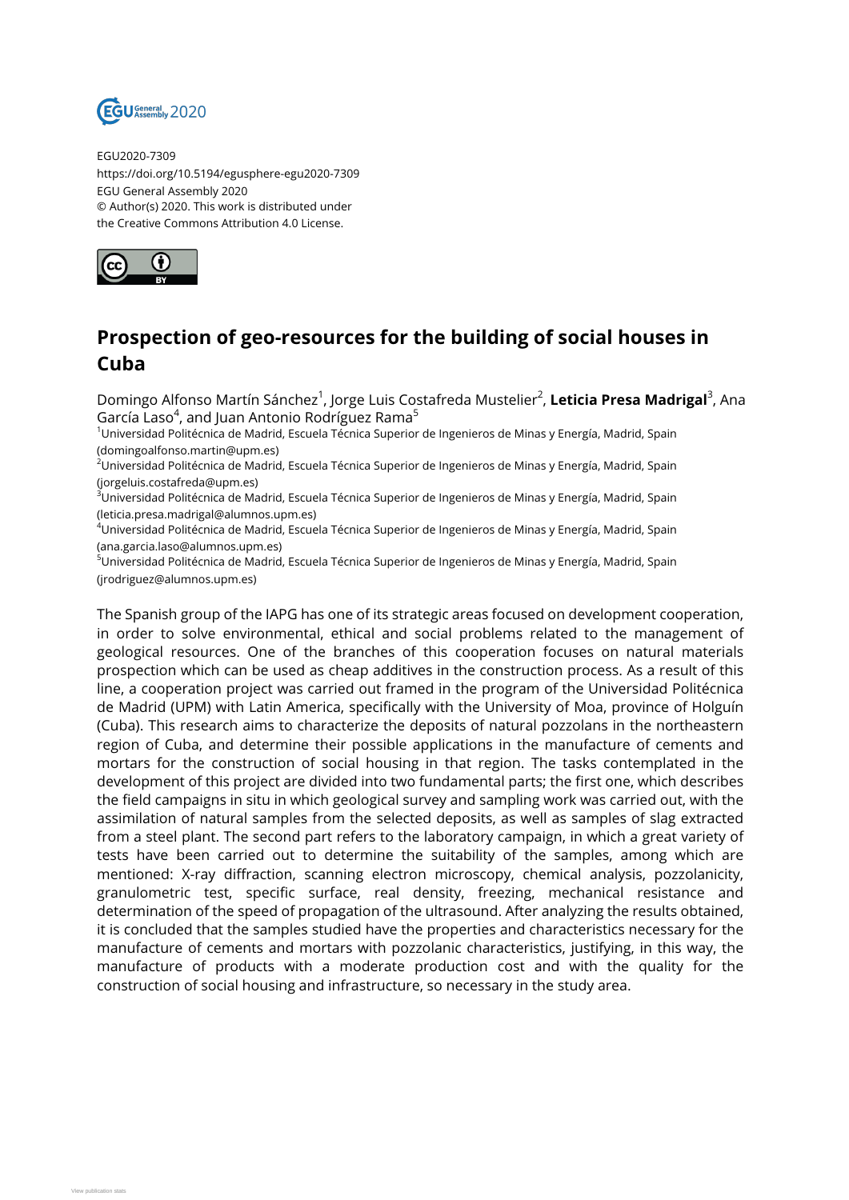EGU2020-7309
https://doi.org/10.5194/egusphere-egu2020-7309
EGU General Assembly 2020
© Author(s) 2020. This work is distributed under
the Creative Commons Attribution 4.0 License.

# Prospection of geo-resources for the building of social houses in Cuba

Domingo Alfonso Martín Sánchez[1], Jorge Luis Costafreda Mustelier[2], **Leticia Presa Madrigal**[3], Ana García Laso[4], and Juan Antonio Rodríguez Rama[5]

[1]Universidad Politécnica de Madrid, Escuela Técnica Superior de Ingenieros de Minas y Energía, Madrid, Spain (domingoalfonso.martin@upm.es)
[2]Universidad Politécnica de Madrid, Escuela Técnica Superior de Ingenieros de Minas y Energía, Madrid, Spain (jorgeluis.costafreda@upm.es)
[3]Universidad Politécnica de Madrid, Escuela Técnica Superior de Ingenieros de Minas y Energía, Madrid, Spain (leticia.presa.madrigal@alumnos.upm.es)
[4]Universidad Politécnica de Madrid, Escuela Técnica Superior de Ingenieros de Minas y Energía, Madrid, Spain (ana.garcia.laso@alumnos.upm.es)
[5]Universidad Politécnica de Madrid, Escuela Técnica Superior de Ingenieros de Minas y Energía, Madrid, Spain (jrodriguez@alumnos.upm.es)

The Spanish group of the IAPG has one of its strategic areas focused on development cooperation, in order to solve environmental, ethical and social problems related to the management of geological resources. One of the branches of this cooperation focuses on natural materials prospection which can be used as cheap additives in the construction process. As a result of this line, a cooperation project was carried out framed in the program of the Universidad Politécnica de Madrid (UPM) with Latin America, specifically with the University of Moa, province of Holguín (Cuba). This research aims to characterize the deposits of natural pozzolans in the northeastern region of Cuba, and determine their possible applications in the manufacture of cements and mortars for the construction of social housing in that region. The tasks contemplated in the development of this project are divided into two fundamental parts; the first one, which describes the field campaigns in situ in which geological survey and sampling work was carried out, with the assimilation of natural samples from the selected deposits, as well as samples of slag extracted from a steel plant. The second part refers to the laboratory campaign, in which a great variety of tests have been carried out to determine the suitability of the samples, among which are mentioned: X-ray diffraction, scanning electron microscopy, chemical analysis, pozzolanicity, granulometric test, specific surface, real density, freezing, mechanical resistance and determination of the speed of propagation of the ultrasound. After analyzing the results obtained, it is concluded that the samples studied have the properties and characteristics necessary for the manufacture of cements and mortars with pozzolanic characteristics, justifying, in this way, the manufacture of products with a moderate production cost and with the quality for the construction of social housing and infrastructure, so necessary in the study area.